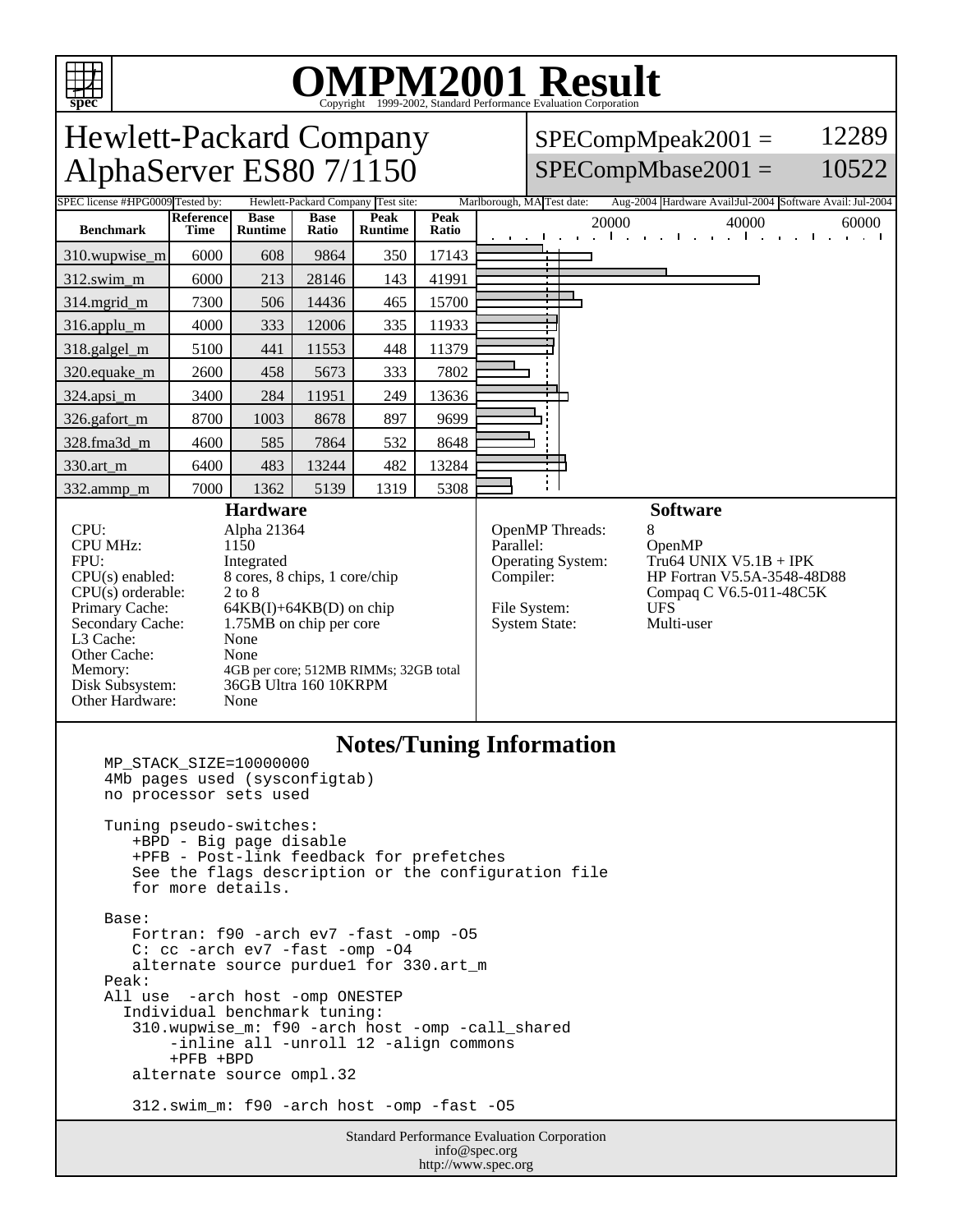# OMPM2001 Result

Copyright 1999-2002, Standard Performance Evaluation Corporation

## Hewlett-Packard Company
## AlphaServer ES80 7/1150

SPECompMpeak2001 = 12289

SPECompMbase2001 = 10522

SPEC license #: HPG0009 | Tested by: Hewlett-Packard Company | Test site: Marlborough, MA | Test date: Aug-2004 | Hardware Avail: Jul-2004 | Software Avail: Jul-2004

| Benchmark | Reference Time | Base Runtime | Base Ratio | Peak Runtime | Peak Ratio |
|---|---|---|---|---|---|
| 310.wupwise_m | 6000 | 608 | 9864 | 350 | 17143 |
| 312.swim_m | 6000 | 213 | 28146 | 143 | 41991 |
| 314.mgrid_m | 7300 | 506 | 14436 | 465 | 15700 |
| 316.applu_m | 4000 | 333 | 12006 | 335 | 11933 |
| 318.galgel_m | 5100 | 441 | 11553 | 448 | 11379 |
| 320.equake_m | 2600 | 458 | 5673 | 333 | 7802 |
| 324.apsi_m | 3400 | 284 | 11951 | 249 | 13636 |
| 326.gafort_m | 8700 | 1003 | 8678 | 897 | 9699 |
| 328.fma3d_m | 4600 | 585 | 7864 | 532 | 8648 |
| 330.art_m | 6400 | 483 | 13244 | 482 | 13284 |
| 332.ammp_m | 7000 | 1362 | 5139 | 1319 | 5308 |

### Hardware

| | |
|---|---|
| CPU: | Alpha 21364 |
| CPU MHz: | 1150 |
| FPU: | Integrated |
| CPU(s) enabled: | 8 cores, 8 chips, 1 core/chip |
| CPU(s) orderable: | 2 to 8 |
| Primary Cache: | 64KB(I)+64KB(D) on chip |
| Secondary Cache: | 1.75MB on chip per core |
| L3 Cache: | None |
| Other Cache: | None |
| Memory: | 4GB per core; 512MB RIMMs; 32GB total |
| Disk Subsystem: | 36GB Ultra 160 10KRPM |
| Other Hardware: | None |

### Software

| | |
|---|---|
| OpenMP Threads: | 8 |
| Parallel: | OpenMP |
| Operating System: | Tru64 UNIX V5.1B + IPK |
| Compiler: | HP Fortran V5.5A-3548-48D88<br>Compaq C V6.5-011-48C5K |
| File System: | UFS |
| System State: | Multi-user |

### Notes/Tuning Information

```
MP_STACK_SIZE=10000000
4Mb pages used (sysconfigtab)
no processor sets used

Tuning pseudo-switches:
   +BPD - Big page disable
   +PFB - Post-link feedback for prefetches
   See the flags description or the configuration file
   for more details.

Base:
   Fortran: f90 -arch ev7 -fast -omp -O5
   C: cc -arch ev7 -fast -omp -O4
   alternate source purdue1 for 330.art_m
Peak:
All use  -arch host -omp ONESTEP
  Individual benchmark tuning:
   310.wupwise_m: f90 -arch host -omp -call_shared
        -inline all -unroll 12 -align commons
        +PFB +BPD
   alternate source ompl.32

   312.swim_m: f90 -arch host -omp -fast -O5
```

Standard Performance Evaluation Corporation
info@spec.org
http://www.spec.org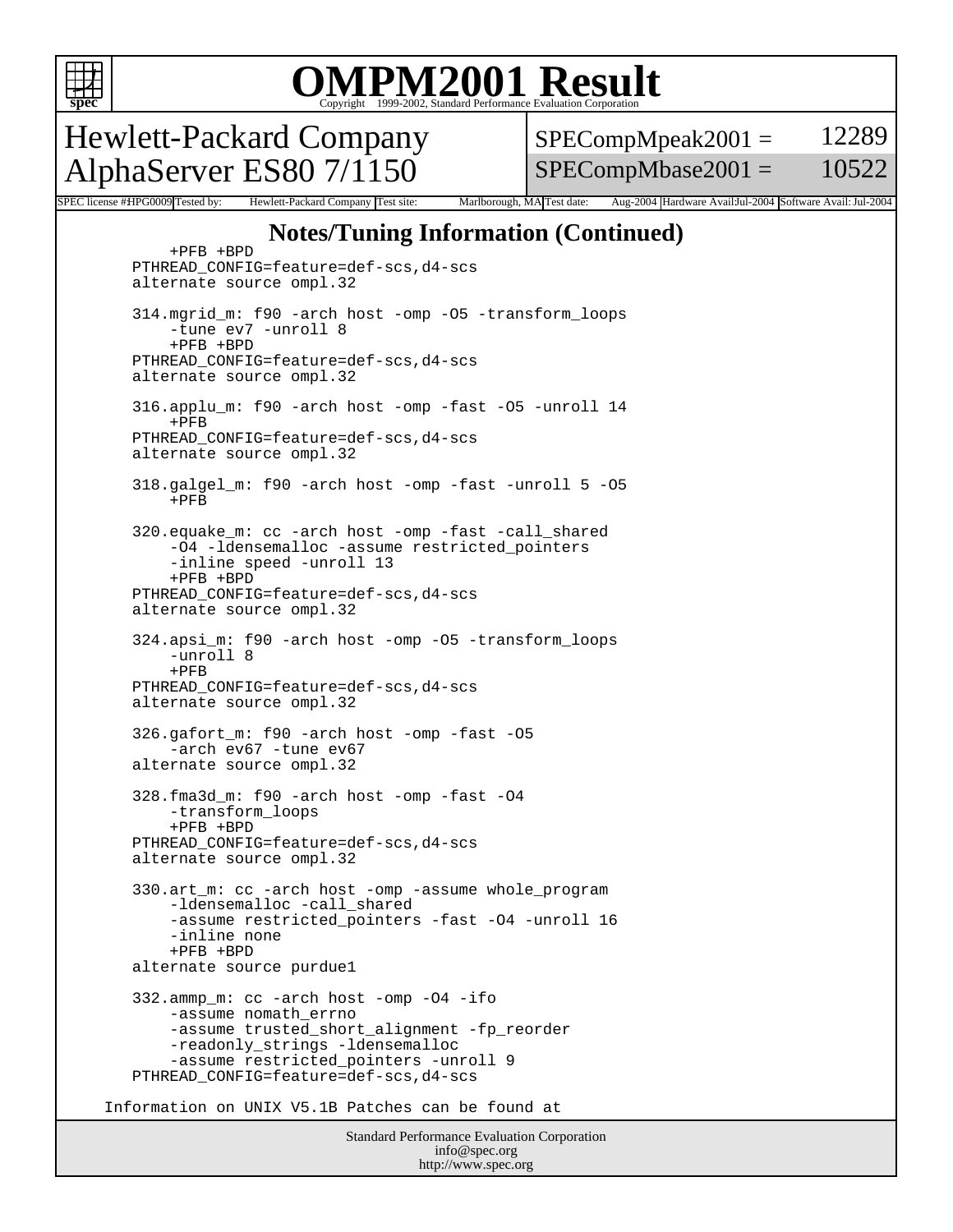# OMPM2001 Result

Copyright 1999-2002, Standard Performance Evaluation Corporation

## Hewlett-Packard Company
## AlphaServer ES80 7/1150

SPECompMpeak2001 = 12289
SPECompMbase2001 = 10522

SPEC license #HPG0009 Tested by: Hewlett-Packard Company Test site: Marlborough, MA Test date: Aug-2004 Hardware Avail:Jul-2004 Software Avail: Jul-2004

### Notes/Tuning Information (Continued)

```
         +PFB +BPD
     PTHREAD_CONFIG=feature=def-scs,d4-scs
     alternate source ompl.32

     314.mgrid_m: f90 -arch host -omp -O5 -transform_loops
         -tune ev7 -unroll 8
         +PFB +BPD
     PTHREAD_CONFIG=feature=def-scs,d4-scs
     alternate source ompl.32

     316.applu_m: f90 -arch host -omp -fast -O5 -unroll 14
         +PFB
     PTHREAD_CONFIG=feature=def-scs,d4-scs
     alternate source ompl.32

     318.galgel_m: f90 -arch host -omp -fast -unroll 5 -O5
         +PFB

     320.equake_m: cc -arch host -omp -fast -call_shared
         -O4 -ldensemalloc -assume restricted_pointers
         -inline speed -unroll 13
         +PFB +BPD
     PTHREAD_CONFIG=feature=def-scs,d4-scs
     alternate source ompl.32

     324.apsi_m: f90 -arch host -omp -O5 -transform_loops
         -unroll 8
         +PFB
     PTHREAD_CONFIG=feature=def-scs,d4-scs
     alternate source ompl.32

     326.gafort_m: f90 -arch host -omp -fast -O5
         -arch ev67 -tune ev67
     alternate source ompl.32

     328.fma3d_m: f90 -arch host -omp -fast -O4
         -transform_loops
         +PFB +BPD
     PTHREAD_CONFIG=feature=def-scs,d4-scs
     alternate source ompl.32

     330.art_m: cc -arch host -omp -assume whole_program
         -ldensemalloc -call_shared
         -assume restricted_pointers -fast -O4 -unroll 16
         -inline none
         +PFB +BPD
     alternate source purdue1

     332.ammp_m: cc -arch host -omp -O4 -ifo
         -assume nomath_errno
         -assume trusted_short_alignment -fp_reorder
         -readonly_strings -ldensemalloc
         -assume restricted_pointers -unroll 9
     PTHREAD_CONFIG=feature=def-scs,d4-scs

  Information on UNIX V5.1B Patches can be found at
```

Standard Performance Evaluation Corporation
info@spec.org
http://www.spec.org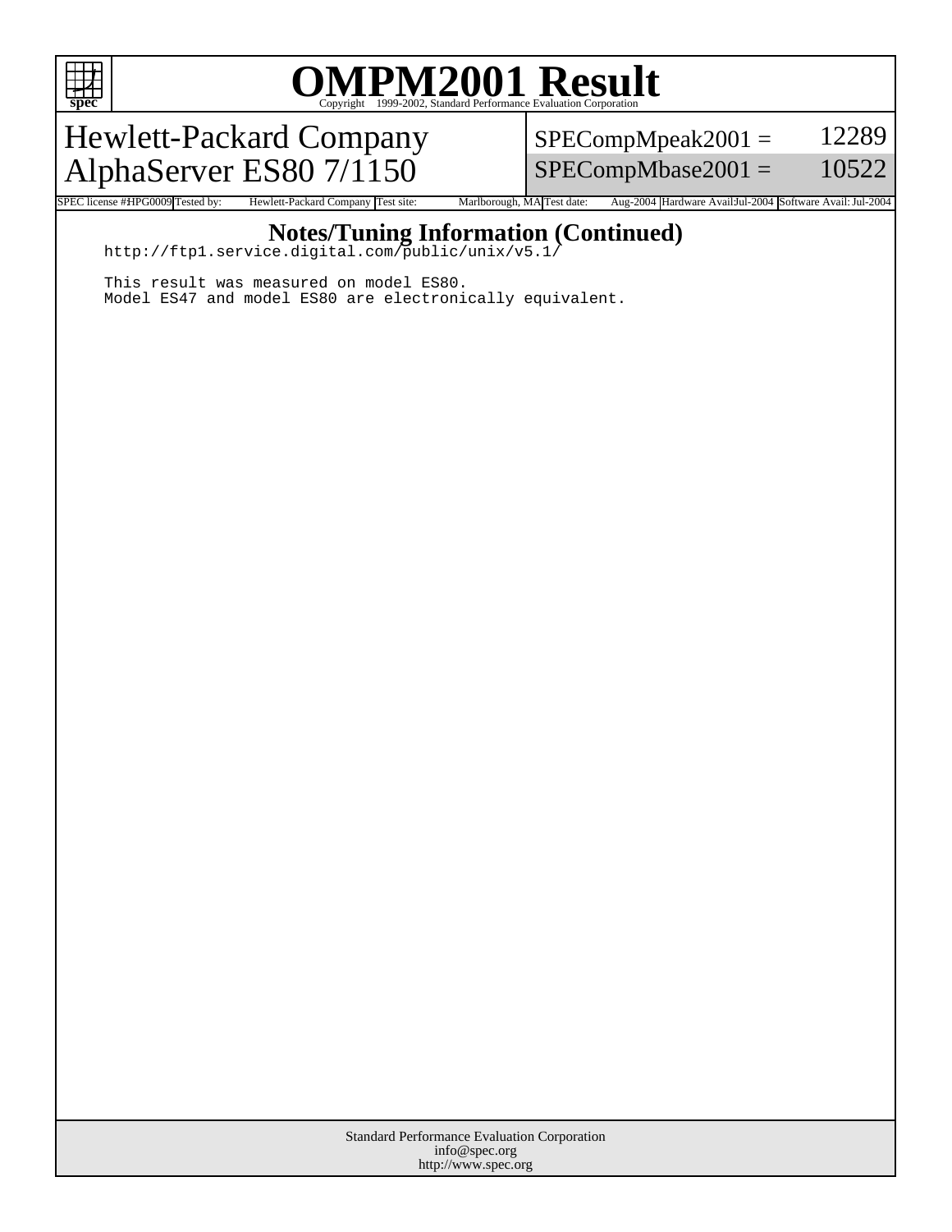# OMPM2001 Result

Copyright 1999-2002, Standard Performance Evaluation Corporation

## Hewlett-Packard Company
## AlphaServer ES80 7/1150

SPECompMpeak2001 = 12289

SPECompMbase2001 = 10522

| SPEC license #: HPG0009 | Tested by: Hewlett-Packard Company | Test site: Marlborough, MA | Test date: Aug-2004 | Hardware Avail: Jul-2004 | Software Avail: Jul-2004 |
|---|---|---|---|---|---|

### Notes/Tuning Information (Continued)

```
http://ftp1.service.digital.com/public/unix/v5.1/

This result was measured on model ES80.
Model ES47 and model ES80 are electronically equivalent.
```

Standard Performance Evaluation Corporation
info@spec.org
http://www.spec.org